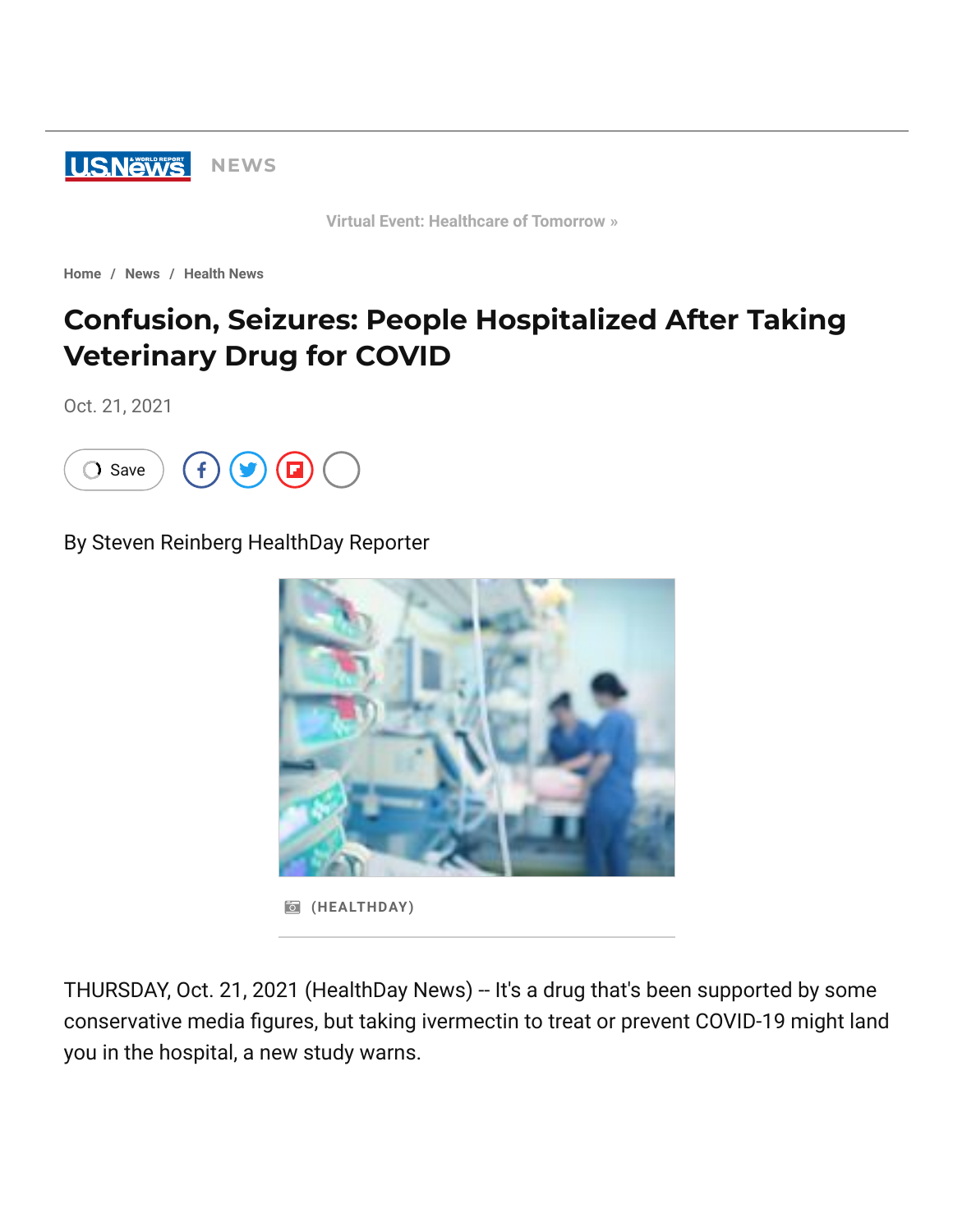U.S.News NEWS

Virtual Event: Healthcare of Tomorrow »

Home / News / Health News

# Confusion, Seizures: People Hospitalized After Taking Veterinary Drug for COVID

Oct. 21, 2021

By Steven Reinberg HealthDay Reporter

(HEALTHDAY)

THURSDAY, Oct. 21, 2021 (HealthDay News) -- It's a drug that's been supported by some conservative media figures, but taking ivermectin to treat or prevent COVID-19 might land you in the hospital, a new study warns.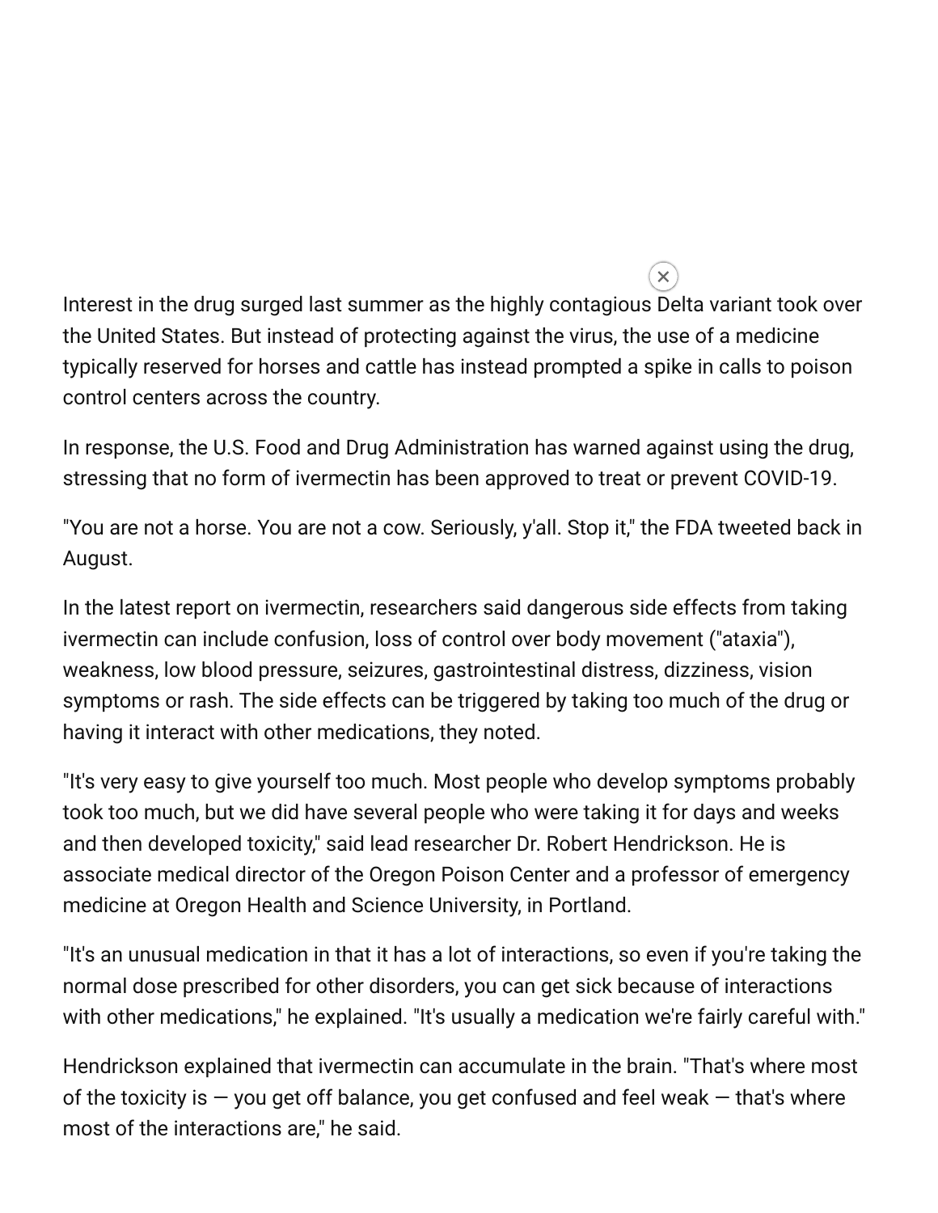Interest in the drug surged last summer as the highly contagious Delta variant took over the United States. But instead of protecting against the virus, the use of a medicine typically reserved for horses and cattle has instead prompted a spike in calls to poison control centers across the country.

In response, the U.S. Food and Drug Administration has warned against using the drug, stressing that no form of ivermectin has been approved to treat or prevent COVID-19.

"You are not a horse. You are not a cow. Seriously, y'all. Stop it," the FDA tweeted back in August.

In the latest report on ivermectin, researchers said dangerous side effects from taking ivermectin can include confusion, loss of control over body movement ("ataxia"), weakness, low blood pressure, seizures, gastrointestinal distress, dizziness, vision symptoms or rash. The side effects can be triggered by taking too much of the drug or having it interact with other medications, they noted.

"It's very easy to give yourself too much. Most people who develop symptoms probably took too much, but we did have several people who were taking it for days and weeks and then developed toxicity," said lead researcher Dr. Robert Hendrickson. He is associate medical director of the Oregon Poison Center and a professor of emergency medicine at Oregon Health and Science University, in Portland.

"It's an unusual medication in that it has a lot of interactions, so even if you're taking the normal dose prescribed for other disorders, you can get sick because of interactions with other medications," he explained. "It's usually a medication we're fairly careful with."

Hendrickson explained that ivermectin can accumulate in the brain. "That's where most of the toxicity is — you get off balance, you get confused and feel weak — that's where most of the interactions are," he said.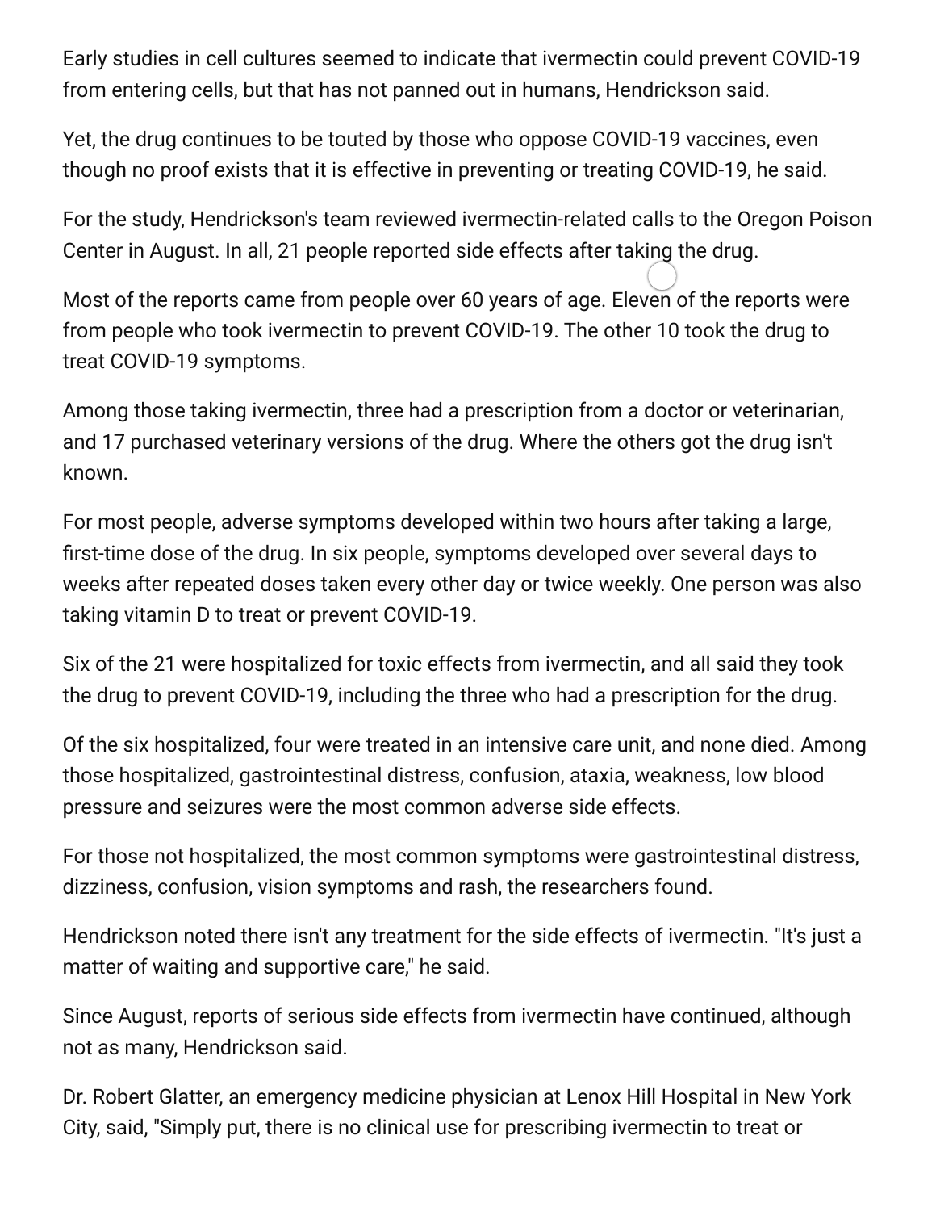Early studies in cell cultures seemed to indicate that ivermectin could prevent COVID-19 from entering cells, but that has not panned out in humans, Hendrickson said.

Yet, the drug continues to be touted by those who oppose COVID-19 vaccines, even though no proof exists that it is effective in preventing or treating COVID-19, he said.

For the study, Hendrickson's team reviewed ivermectin-related calls to the Oregon Poison Center in August. In all, 21 people reported side effects after taking the drug.

Most of the reports came from people over 60 years of age. Eleven of the reports were from people who took ivermectin to prevent COVID-19. The other 10 took the drug to treat COVID-19 symptoms.

Among those taking ivermectin, three had a prescription from a doctor or veterinarian, and 17 purchased veterinary versions of the drug. Where the others got the drug isn't known.

For most people, adverse symptoms developed within two hours after taking a large, first-time dose of the drug. In six people, symptoms developed over several days to weeks after repeated doses taken every other day or twice weekly. One person was also taking vitamin D to treat or prevent COVID-19.

Six of the 21 were hospitalized for toxic effects from ivermectin, and all said they took the drug to prevent COVID-19, including the three who had a prescription for the drug.

Of the six hospitalized, four were treated in an intensive care unit, and none died. Among those hospitalized, gastrointestinal distress, confusion, ataxia, weakness, low blood pressure and seizures were the most common adverse side effects.

For those not hospitalized, the most common symptoms were gastrointestinal distress, dizziness, confusion, vision symptoms and rash, the researchers found.

Hendrickson noted there isn't any treatment for the side effects of ivermectin. "It's just a matter of waiting and supportive care," he said.

Since August, reports of serious side effects from ivermectin have continued, although not as many, Hendrickson said.

Dr. Robert Glatter, an emergency medicine physician at Lenox Hill Hospital in New York City, said, "Simply put, there is no clinical use for prescribing ivermectin to treat or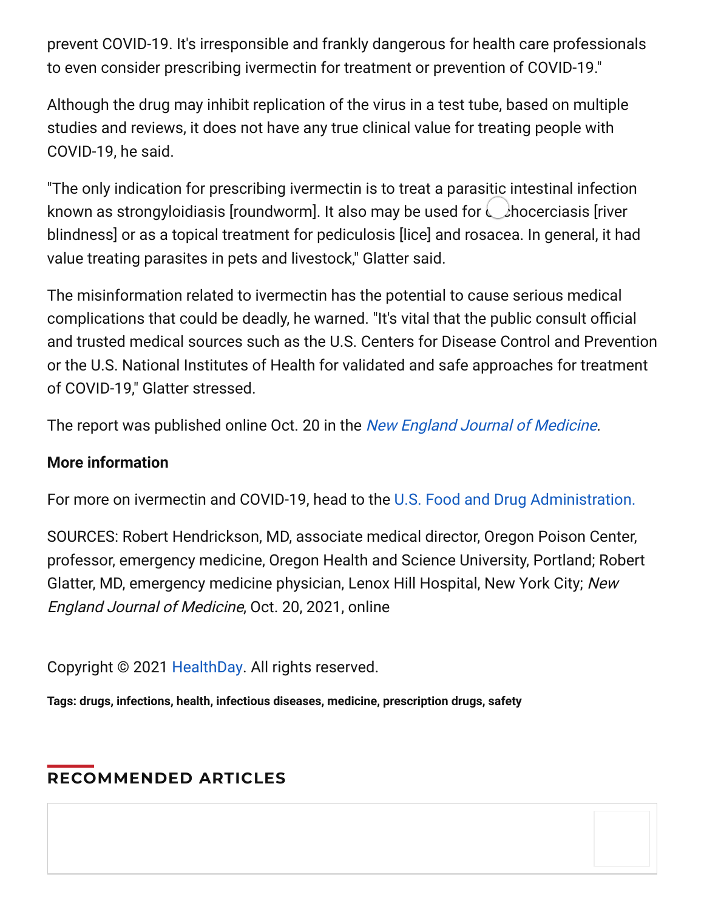prevent COVID-19. It's irresponsible and frankly dangerous for health care professionals to even consider prescribing ivermectin for treatment or prevention of COVID-19."

Although the drug may inhibit replication of the virus in a test tube, based on multiple studies and reviews, it does not have any true clinical value for treating people with COVID-19, he said.

"The only indication for prescribing ivermectin is to treat a parasitic intestinal infection known as strongyloidiasis [roundworm]. It also may be used for onchocerciasis [river blindness] or as a topical treatment for pediculosis [lice] and rosacea. In general, it had value treating parasites in pets and livestock," Glatter said.

The misinformation related to ivermectin has the potential to cause serious medical complications that could be deadly, he warned. "It's vital that the public consult official and trusted medical sources such as the U.S. Centers for Disease Control and Prevention or the U.S. National Institutes of Health for validated and safe approaches for treatment of COVID-19," Glatter stressed.

The report was published online Oct. 20 in the *New England Journal of Medicine*.

**More information**

For more on ivermectin and COVID-19, head to the U.S. Food and Drug Administration.

SOURCES: Robert Hendrickson, MD, associate medical director, Oregon Poison Center, professor, emergency medicine, Oregon Health and Science University, Portland; Robert Glatter, MD, emergency medicine physician, Lenox Hill Hospital, New York City; *New England Journal of Medicine*, Oct. 20, 2021, online

Copyright © 2021 HealthDay. All rights reserved.

**Tags: drugs, infections, health, infectious diseases, medicine, prescription drugs, safety**

## RECOMMENDED ARTICLES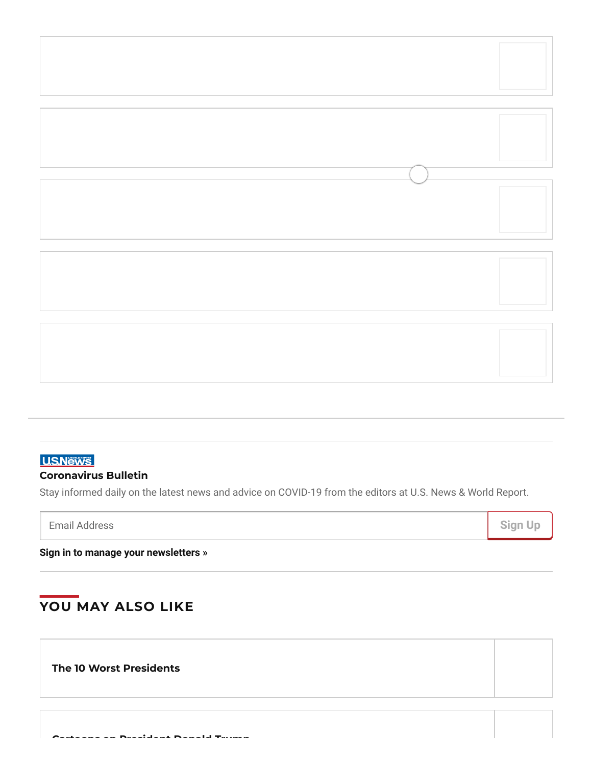USNews

**Coronavirus Bulletin**

Stay informed daily on the latest news and advice on COVID-19 from the editors at U.S. News & World Report.

Email Address

Sign Up

**Sign in to manage your newsletters »**

## YOU MAY ALSO LIKE

**The 10 Worst Presidents**

**Cartoons on President Donald Trump**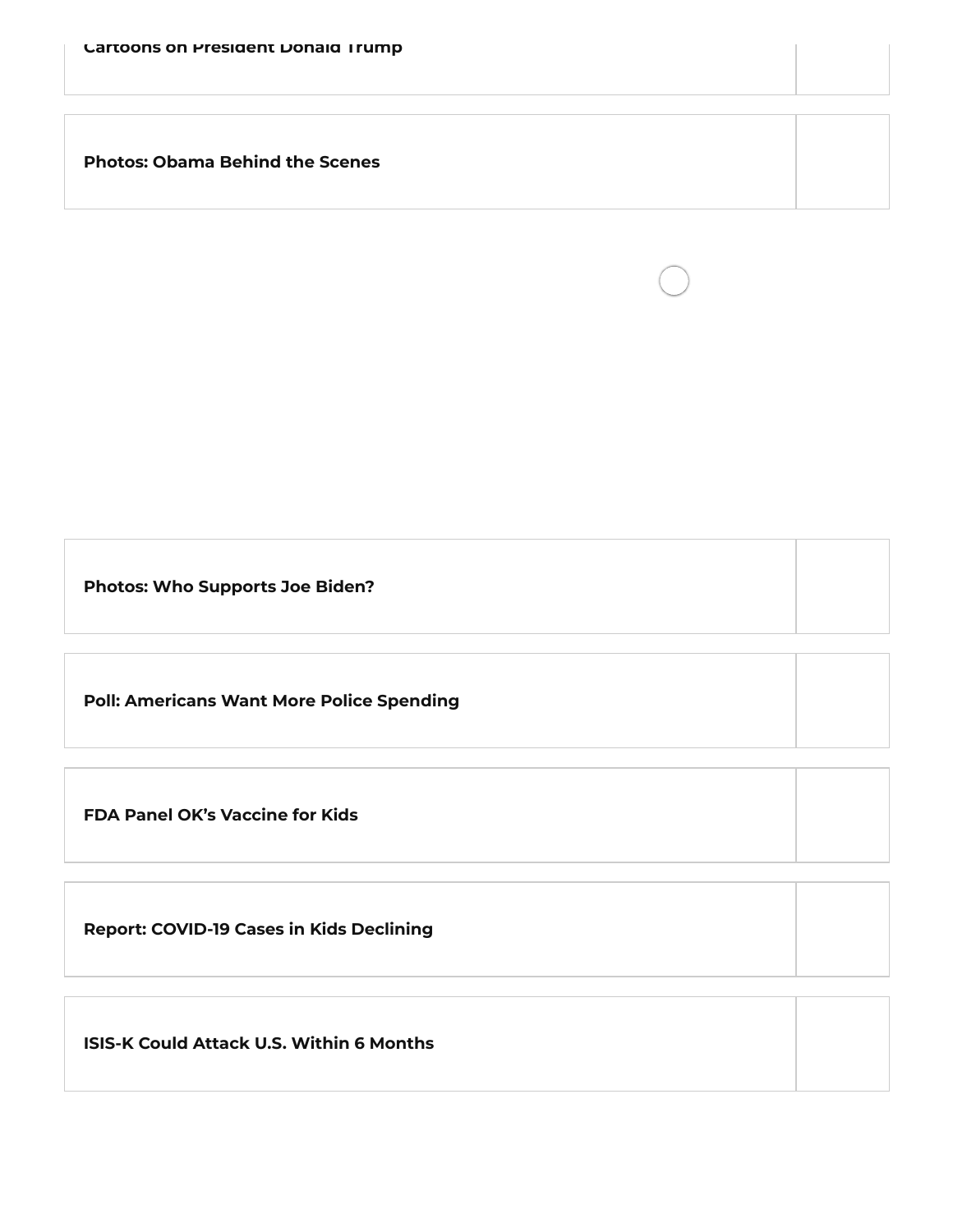**Cartoons on President Donald Trump**

**Photos: Obama Behind the Scenes**

**Photos: Who Supports Joe Biden?**

**Poll: Americans Want More Police Spending**

**FDA Panel OK's Vaccine for Kids**

**Report: COVID-19 Cases in Kids Declining**

**ISIS-K Could Attack U.S. Within 6 Months**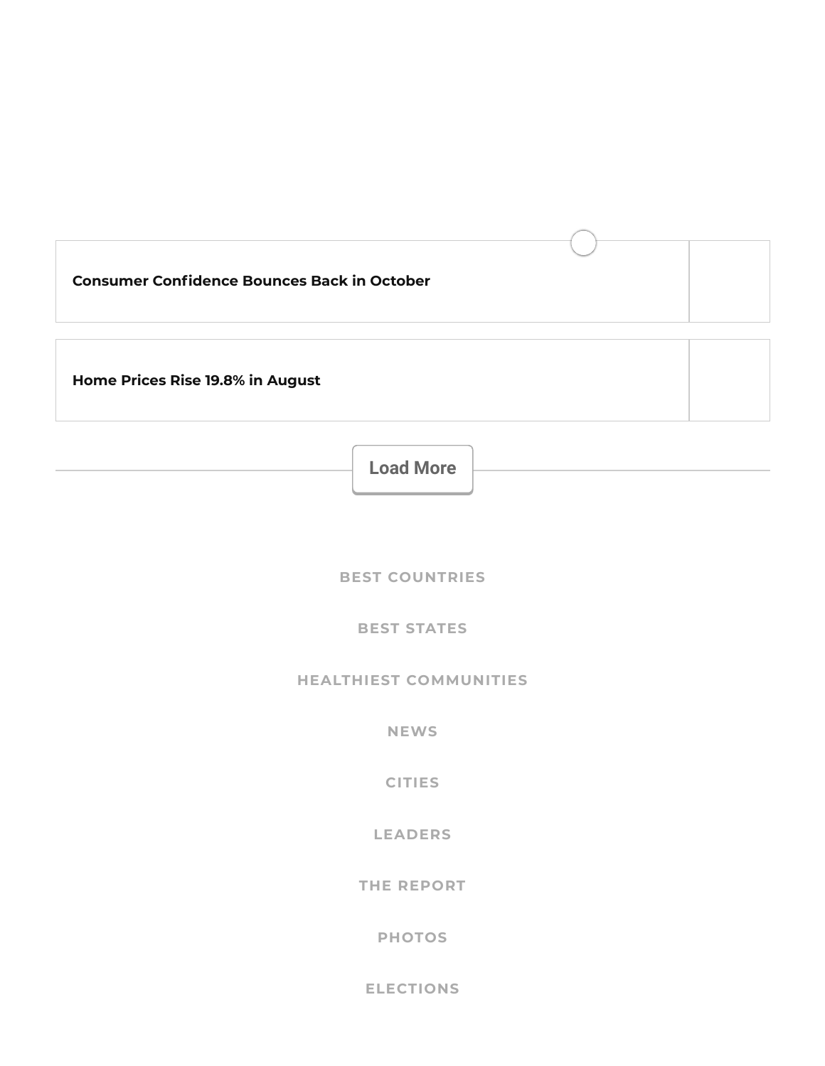**Consumer Confidence Bounces Back in October**

**Home Prices Rise 19.8% in August**

Load More

BEST COUNTRIES

BEST STATES

HEALTHIEST COMMUNITIES

NEWS

CITIES

LEADERS

THE REPORT

PHOTOS

ELECTIONS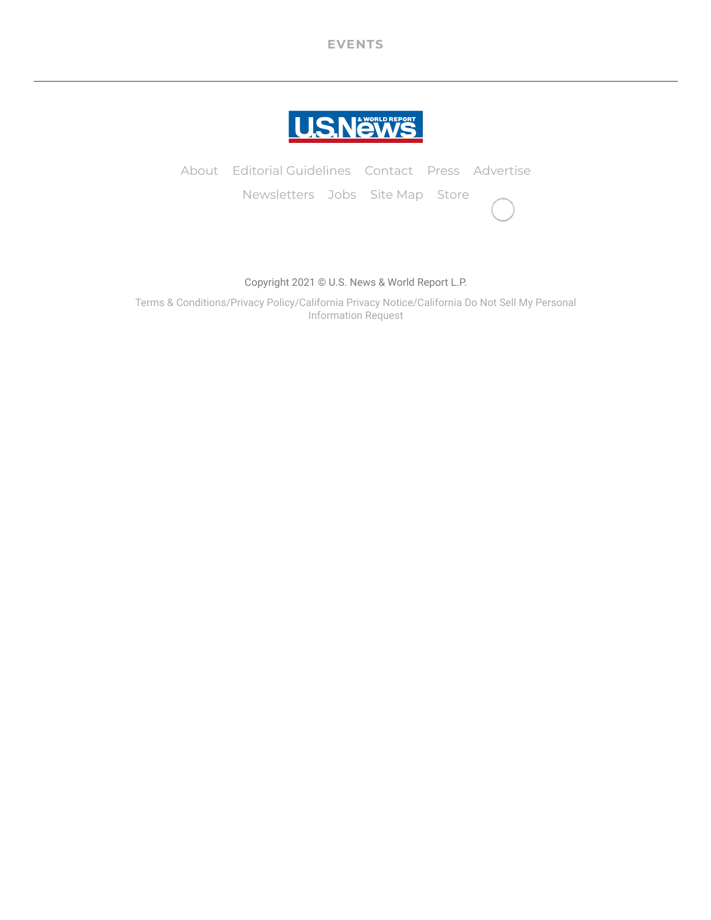EVENTS

About Editorial Guidelines Contact Press Advertise

Newsletters Jobs Site Map Store

Copyright 2021 © U.S. News & World Report L.P.

Terms & Conditions/Privacy Policy/California Privacy Notice/California Do Not Sell My Personal Information Request